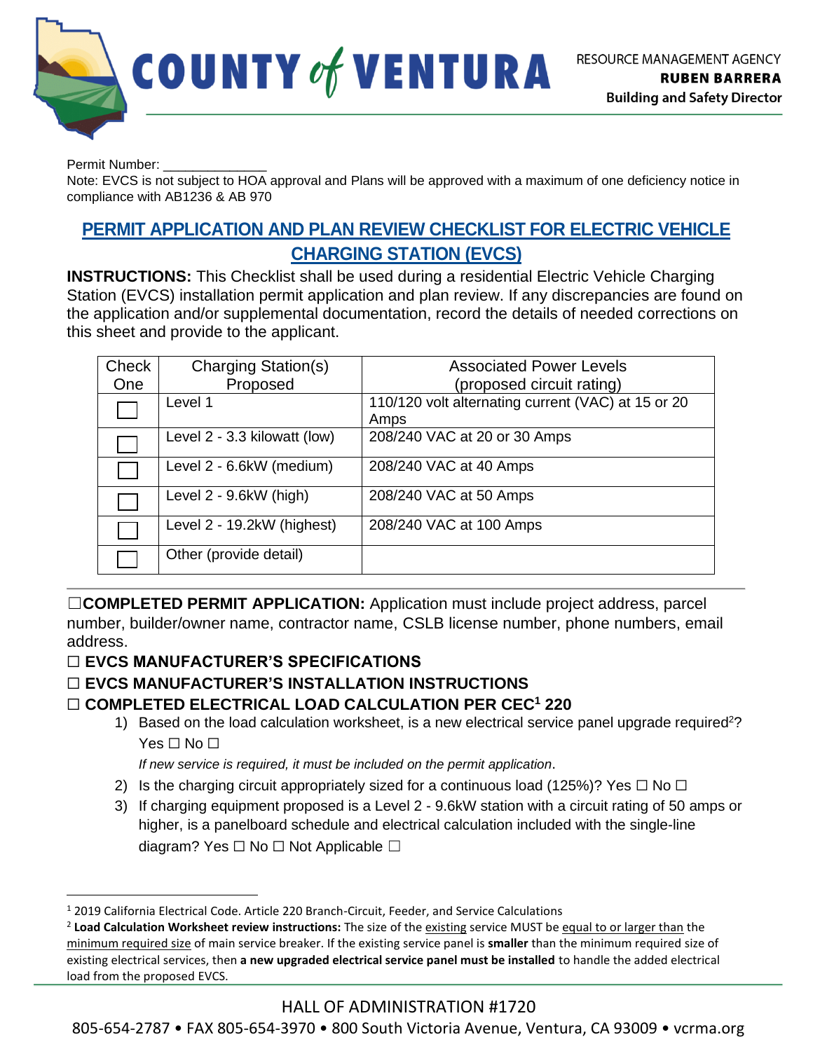COUNTY of VENTURA

RESOURCE MANAGEMENT AGENCY
**RUBEN BARRERA**
**Building and Safety Director**

Permit Number: ______________

Note: EVCS is not subject to HOA approval and Plans will be approved with a maximum of one deficiency notice in compliance with AB1236 & AB 970

## PERMIT APPLICATION AND PLAN REVIEW CHECKLIST FOR ELECTRIC VEHICLE CHARGING STATION (EVCS)

**INSTRUCTIONS:** This Checklist shall be used during a residential Electric Vehicle Charging Station (EVCS) installation permit application and plan review. If any discrepancies are found on the application and/or supplemental documentation, record the details of needed corrections on this sheet and provide to the applicant.

| Check One | Charging Station(s) Proposed | Associated Power Levels (proposed circuit rating) |
|---|---|---|
| ☐ | Level 1 | 110/120 volt alternating current (VAC) at 15 or 20 Amps |
| ☐ | Level 2 - 3.3 kilowatt (low) | 208/240 VAC at 20 or 30 Amps |
| ☐ | Level 2 - 6.6kW (medium) | 208/240 VAC at 40 Amps |
| ☐ | Level 2 - 9.6kW (high) | 208/240 VAC at 50 Amps |
| ☐ | Level 2 - 19.2kW (highest) | 208/240 VAC at 100 Amps |
| ☐ | Other (provide detail) | |

☐**COMPLETED PERMIT APPLICATION:** Application must include project address, parcel number, builder/owner name, contractor name, CSLB license number, phone numbers, email address.

☐ **EVCS MANUFACTURER'S SPECIFICATIONS**

☐ **EVCS MANUFACTURER'S INSTALLATION INSTRUCTIONS**

☐ **COMPLETED ELECTRICAL LOAD CALCULATION PER CEC[1] 220**

1) Based on the load calculation worksheet, is a new electrical service panel upgrade required[2]? Yes ☐ No ☐

   *If new service is required, it must be included on the permit application*.

2) Is the charging circuit appropriately sized for a continuous load (125%)? Yes ☐ No ☐
3) If charging equipment proposed is a Level 2 - 9.6kW station with a circuit rating of 50 amps or higher, is a panelboard schedule and electrical calculation included with the single-line diagram? Yes ☐ No ☐ Not Applicable ☐

---

[1] 2019 California Electrical Code. Article 220 Branch-Circuit, Feeder, and Service Calculations

[2] **Load Calculation Worksheet review instructions:** The size of the existing service MUST be equal to or larger than the minimum required size of main service breaker. If the existing service panel is **smaller** than the minimum required size of existing electrical services, then **a new upgraded electrical service panel must be installed** to handle the added electrical load from the proposed EVCS.

HALL OF ADMINISTRATION #1720

805-654-2787 • FAX 805-654-3970 • 800 South Victoria Avenue, Ventura, CA 93009 • vcrma.org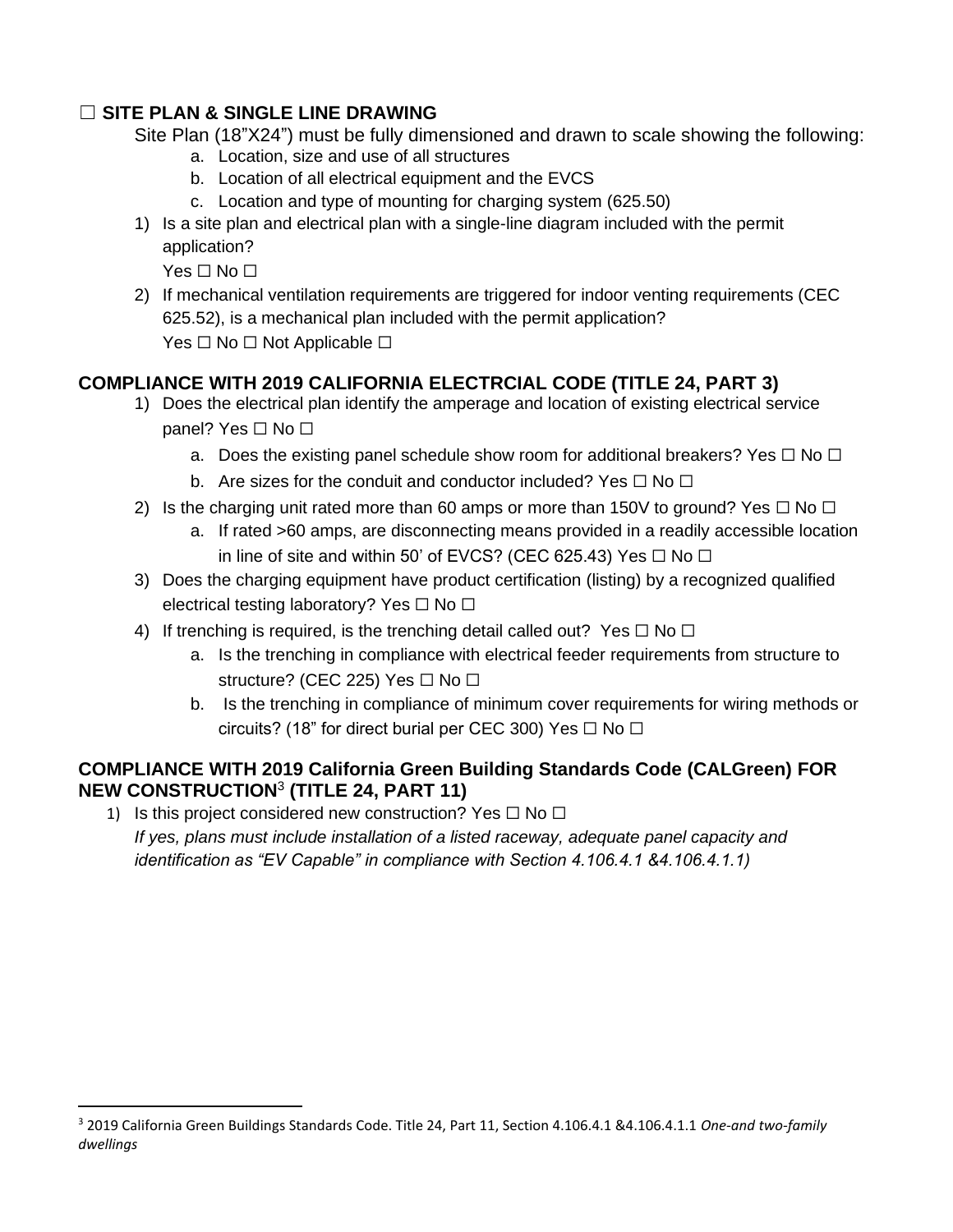## ☐ SITE PLAN & SINGLE LINE DRAWING

Site Plan (18"X24") must be fully dimensioned and drawn to scale showing the following:

a. Location, size and use of all structures
b. Location of all electrical equipment and the EVCS
c. Location and type of mounting for charging system (625.50)

1) Is a site plan and electrical plan with a single-line diagram included with the permit application?
   Yes ☐ No ☐
2) If mechanical ventilation requirements are triggered for indoor venting requirements (CEC 625.52), is a mechanical plan included with the permit application?
   Yes ☐ No ☐ Not Applicable ☐

## COMPLIANCE WITH 2019 CALIFORNIA ELECTRCIAL CODE (TITLE 24, PART 3)

1) Does the electrical plan identify the amperage and location of existing electrical service panel? Yes ☐ No ☐
   a. Does the existing panel schedule show room for additional breakers? Yes ☐ No ☐
   b. Are sizes for the conduit and conductor included? Yes ☐ No ☐
2) Is the charging unit rated more than 60 amps or more than 150V to ground? Yes ☐ No ☐
   a. If rated >60 amps, are disconnecting means provided in a readily accessible location in line of site and within 50' of EVCS? (CEC 625.43) Yes ☐ No ☐
3) Does the charging equipment have product certification (listing) by a recognized qualified electrical testing laboratory? Yes ☐ No ☐
4) If trenching is required, is the trenching detail called out? Yes ☐ No ☐
   a. Is the trenching in compliance with electrical feeder requirements from structure to structure? (CEC 225) Yes ☐ No ☐
   b. Is the trenching in compliance of minimum cover requirements for wiring methods or circuits? (18" for direct burial per CEC 300) Yes ☐ No ☐

## COMPLIANCE WITH 2019 California Green Building Standards Code (CALGreen) FOR NEW CONSTRUCTION[3] (TITLE 24, PART 11)

1) Is this project considered new construction? Yes ☐ No ☐
   *If yes, plans must include installation of a listed raceway, adequate panel capacity and identification as "EV Capable" in compliance with Section 4.106.4.1 &4.106.4.1.1)*

---

[3] 2019 California Green Buildings Standards Code. Title 24, Part 11, Section 4.106.4.1 &4.106.4.1.1 *One-and two-family dwellings*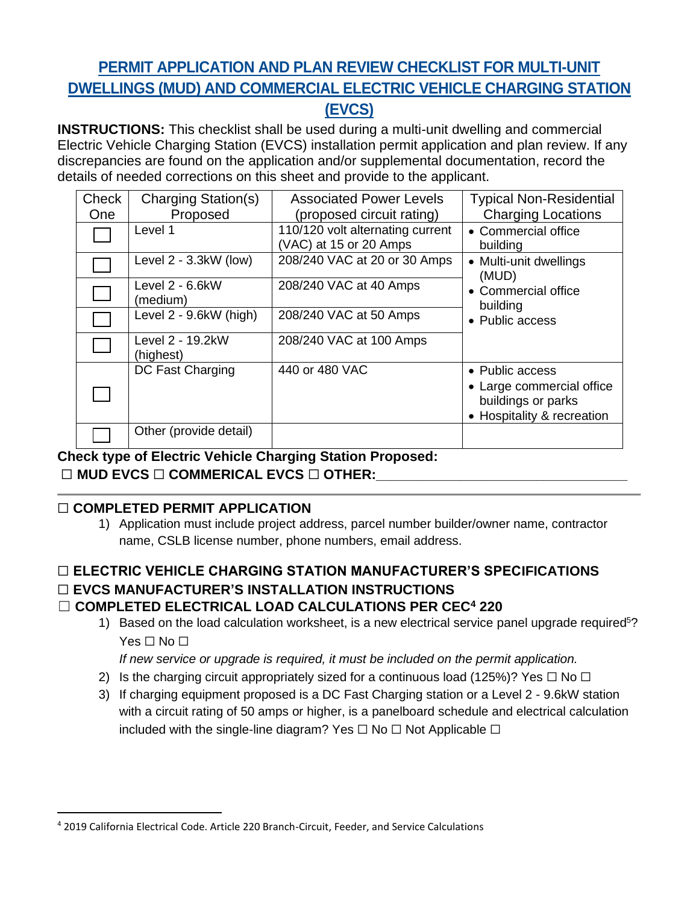# PERMIT APPLICATION AND PLAN REVIEW CHECKLIST FOR MULTI-UNIT DWELLINGS (MUD) AND COMMERCIAL ELECTRIC VEHICLE CHARGING STATION (EVCS)

**INSTRUCTIONS:** This checklist shall be used during a multi-unit dwelling and commercial Electric Vehicle Charging Station (EVCS) installation permit application and plan review. If any discrepancies are found on the application and/or supplemental documentation, record the details of needed corrections on this sheet and provide to the applicant.

| Check One | Charging Station(s) Proposed | Associated Power Levels (proposed circuit rating) | Typical Non-Residential Charging Locations |
|---|---|---|---|
| ☐ | Level 1 | 110/120 volt alternating current (VAC) at 15 or 20 Amps | • Commercial office building |
| ☐ | Level 2 - 3.3kW (low) | 208/240 VAC at 20 or 30 Amps | • Multi-unit dwellings (MUD)<br>• Commercial office building<br>• Public access |
| ☐ | Level 2 - 6.6kW (medium) | 208/240 VAC at 40 Amps | |
| ☐ | Level 2 - 9.6kW (high) | 208/240 VAC at 50 Amps | |
| ☐ | Level 2 - 19.2kW (highest) | 208/240 VAC at 100 Amps | |
| ☐ | DC Fast Charging | 440 or 480 VAC | • Public access<br>• Large commercial office buildings or parks<br>• Hospitality & recreation |
| ☐ | Other (provide detail) | | |

**Check type of Electric Vehicle Charging Station Proposed:**
**☐ MUD EVCS ☐ COMMERICAL EVCS ☐ OTHER:\_\_\_\_\_\_\_\_\_\_\_\_\_\_\_\_\_\_\_\_\_\_\_\_\_\_\_\_\_\_\_\_**

---

**☐ COMPLETED PERMIT APPLICATION**

1) Application must include project address, parcel number builder/owner name, contractor name, CSLB license number, phone numbers, email address.

**☐ ELECTRIC VEHICLE CHARGING STATION MANUFACTURER'S SPECIFICATIONS**

**☐ EVCS MANUFACTURER'S INSTALLATION INSTRUCTIONS**

**☐ COMPLETED ELECTRICAL LOAD CALCULATIONS PER CEC[4] 220**

1) Based on the load calculation worksheet, is a new electrical service panel upgrade required[5]? Yes ☐ No ☐

   *If new service or upgrade is required, it must be included on the permit application.*

2) Is the charging circuit appropriately sized for a continuous load (125%)? Yes ☐ No ☐
3) If charging equipment proposed is a DC Fast Charging station or a Level 2 - 9.6kW station with a circuit rating of 50 amps or higher, is a panelboard schedule and electrical calculation included with the single-line diagram? Yes ☐ No ☐ Not Applicable ☐

---

[4] 2019 California Electrical Code. Article 220 Branch-Circuit, Feeder, and Service Calculations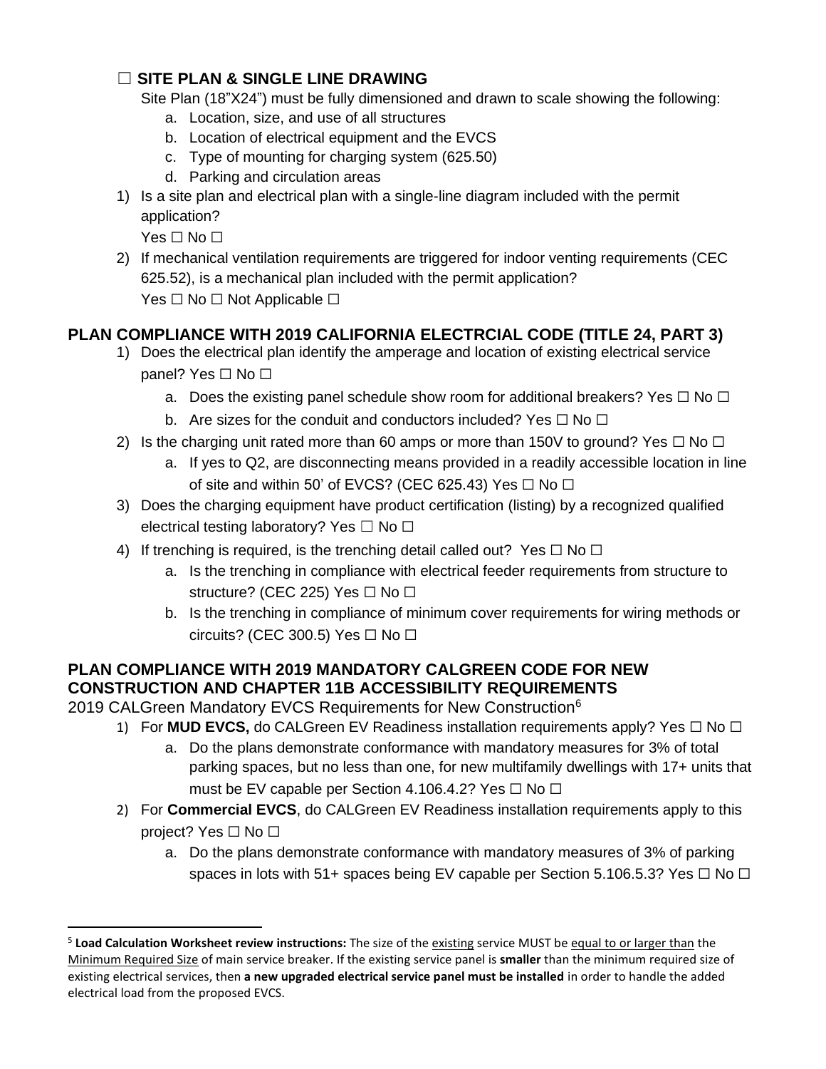## ☐ SITE PLAN & SINGLE LINE DRAWING

Site Plan (18"X24") must be fully dimensioned and drawn to scale showing the following:

a. Location, size, and use of all structures
b. Location of electrical equipment and the EVCS
c. Type of mounting for charging system (625.50)
d. Parking and circulation areas

1) Is a site plan and electrical plan with a single-line diagram included with the permit application?
   Yes ☐ No ☐
2) If mechanical ventilation requirements are triggered for indoor venting requirements (CEC 625.52), is a mechanical plan included with the permit application?
   Yes ☐ No ☐ Not Applicable ☐

## PLAN COMPLIANCE WITH 2019 CALIFORNIA ELECTRCIAL CODE (TITLE 24, PART 3)

1) Does the electrical plan identify the amperage and location of existing electrical service panel? Yes ☐ No ☐
   a. Does the existing panel schedule show room for additional breakers? Yes ☐ No ☐
   b. Are sizes for the conduit and conductors included? Yes ☐ No ☐
2) Is the charging unit rated more than 60 amps or more than 150V to ground? Yes ☐ No ☐
   a. If yes to Q2, are disconnecting means provided in a readily accessible location in line of site and within 50' of EVCS? (CEC 625.43) Yes ☐ No ☐
3) Does the charging equipment have product certification (listing) by a recognized qualified electrical testing laboratory? Yes ☐ No ☐
4) If trenching is required, is the trenching detail called out? Yes ☐ No ☐
   a. Is the trenching in compliance with electrical feeder requirements from structure to structure? (CEC 225) Yes ☐ No ☐
   b. Is the trenching in compliance of minimum cover requirements for wiring methods or circuits? (CEC 300.5) Yes ☐ No ☐

## PLAN COMPLIANCE WITH 2019 MANDATORY CALGREEN CODE FOR NEW CONSTRUCTION AND CHAPTER 11B ACCESSIBILITY REQUIREMENTS

2019 CALGreen Mandatory EVCS Requirements for New Construction[6]

1) For **MUD EVCS,** do CALGreen EV Readiness installation requirements apply? Yes ☐ No ☐
   a. Do the plans demonstrate conformance with mandatory measures for 3% of total parking spaces, but no less than one, for new multifamily dwellings with 17+ units that must be EV capable per Section 4.106.4.2? Yes ☐ No ☐
2) For **Commercial EVCS**, do CALGreen EV Readiness installation requirements apply to this project? Yes ☐ No ☐
   a. Do the plans demonstrate conformance with mandatory measures of 3% of parking spaces in lots with 51+ spaces being EV capable per Section 5.106.5.3? Yes ☐ No ☐

---

[5] **Load Calculation Worksheet review instructions:** The size of the existing service MUST be equal to or larger than the Minimum Required Size of main service breaker. If the existing service panel is **smaller** than the minimum required size of existing electrical services, then **a new upgraded electrical service panel must be installed** in order to handle the added electrical load from the proposed EVCS.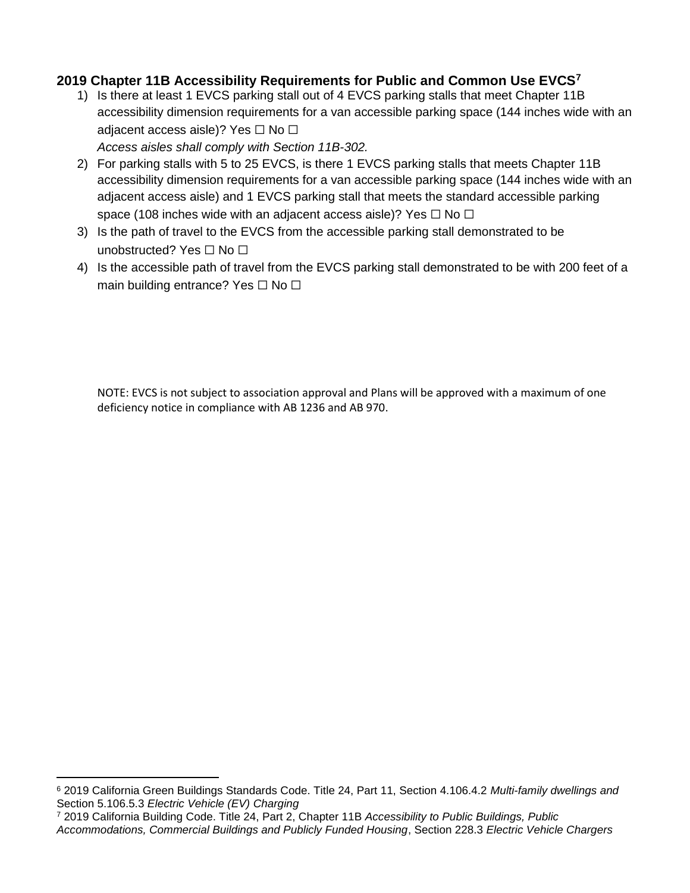## 2019 Chapter 11B Accessibility Requirements for Public and Common Use EVCS[7]

1) Is there at least 1 EVCS parking stall out of 4 EVCS parking stalls that meet Chapter 11B accessibility dimension requirements for a van accessible parking space (144 inches wide with an adjacent access aisle)? Yes ☐ No ☐
   *Access aisles shall comply with Section 11B-302.*
2) For parking stalls with 5 to 25 EVCS, is there 1 EVCS parking stalls that meets Chapter 11B accessibility dimension requirements for a van accessible parking space (144 inches wide with an adjacent access aisle) and 1 EVCS parking stall that meets the standard accessible parking space (108 inches wide with an adjacent access aisle)? Yes ☐ No ☐
3) Is the path of travel to the EVCS from the accessible parking stall demonstrated to be unobstructed? Yes ☐ No ☐
4) Is the accessible path of travel from the EVCS parking stall demonstrated to be with 200 feet of a main building entrance? Yes ☐ No ☐

NOTE: EVCS is not subject to association approval and Plans will be approved with a maximum of one deficiency notice in compliance with AB 1236 and AB 970.

---

[6] 2019 California Green Buildings Standards Code. Title 24, Part 11, Section 4.106.4.2 *Multi-family dwellings and* Section 5.106.5.3 *Electric Vehicle (EV) Charging*

[7] 2019 California Building Code. Title 24, Part 2, Chapter 11B *Accessibility to Public Buildings, Public Accommodations, Commercial Buildings and Publicly Funded Housing*, Section 228.3 *Electric Vehicle Chargers*